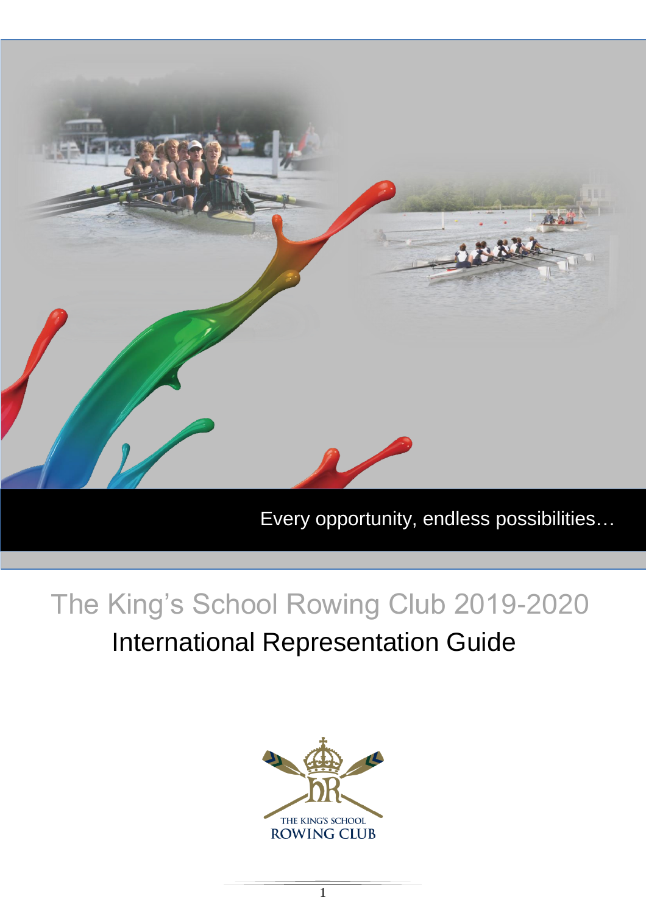Every opportunity, endless possibilities…

# The King's School Rowing Club 2019-2020

## International Representation Guide

THE KING'S SCHOOL ROWING CLUB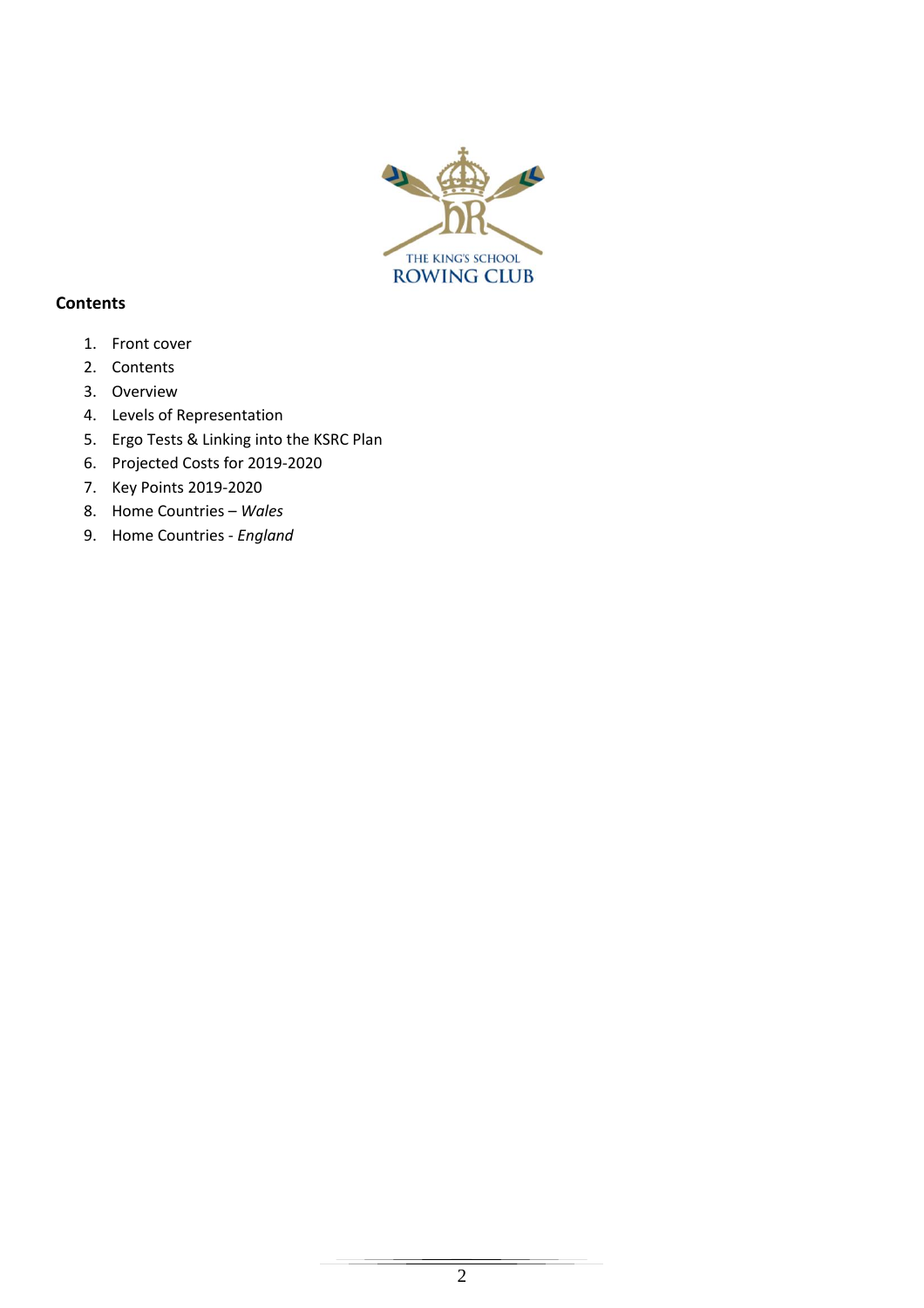THE KING'S SCHOOL
ROWING CLUB

**Contents**

1. Front cover
2. Contents
3. Overview
4. Levels of Representation
5. Ergo Tests & Linking into the KSRC Plan
6. Projected Costs for 2019-2020
7. Key Points 2019-2020
8. Home Countries – *Wales*
9. Home Countries - *England*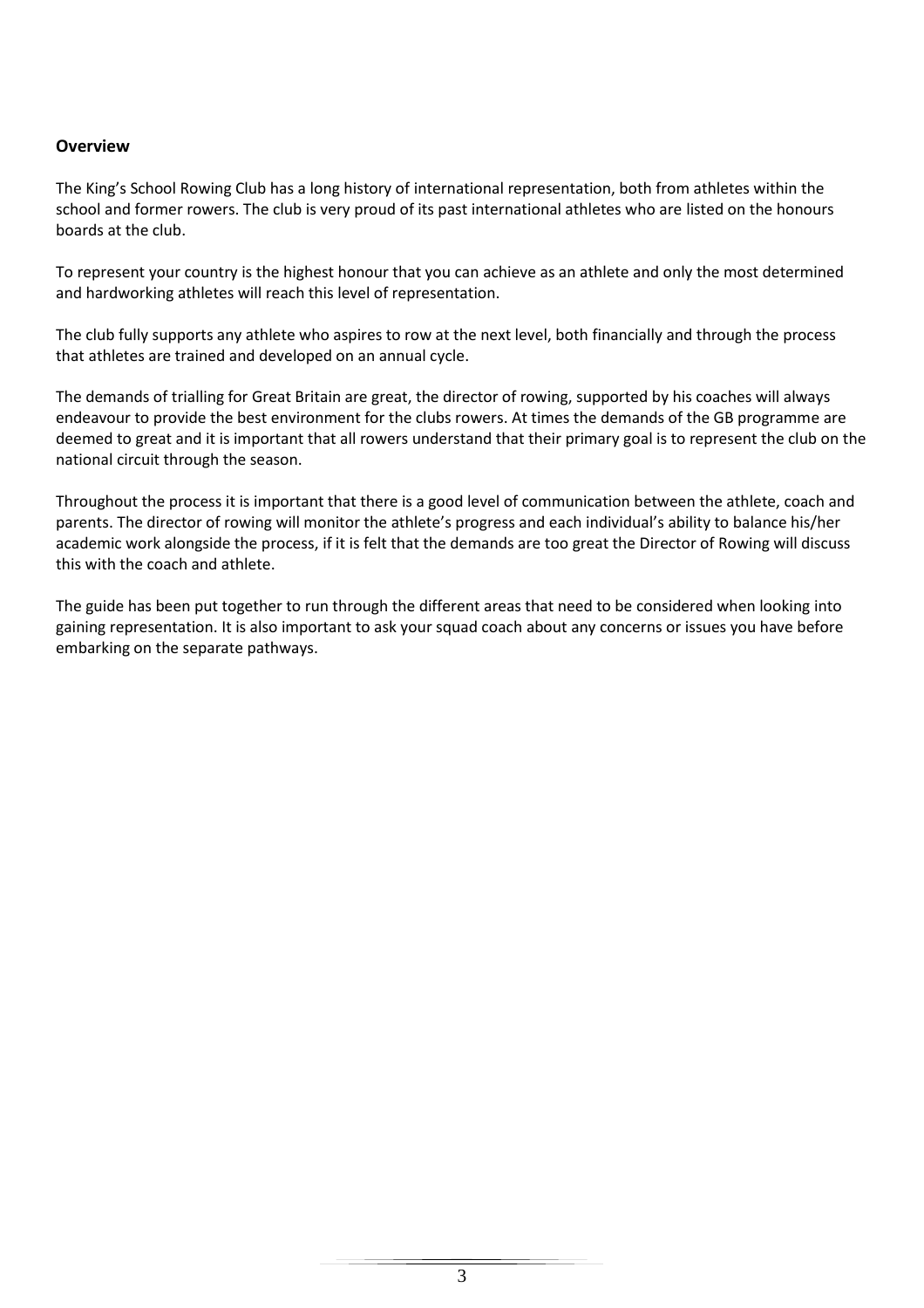**Overview**

The King's School Rowing Club has a long history of international representation, both from athletes within the school and former rowers. The club is very proud of its past international athletes who are listed on the honours boards at the club.

To represent your country is the highest honour that you can achieve as an athlete and only the most determined and hardworking athletes will reach this level of representation.

The club fully supports any athlete who aspires to row at the next level, both financially and through the process that athletes are trained and developed on an annual cycle.

The demands of trialling for Great Britain are great, the director of rowing, supported by his coaches will always endeavour to provide the best environment for the clubs rowers. At times the demands of the GB programme are deemed to great and it is important that all rowers understand that their primary goal is to represent the club on the national circuit through the season.

Throughout the process it is important that there is a good level of communication between the athlete, coach and parents. The director of rowing will monitor the athlete's progress and each individual's ability to balance his/her academic work alongside the process, if it is felt that the demands are too great the Director of Rowing will discuss this with the coach and athlete.

The guide has been put together to run through the different areas that need to be considered when looking into gaining representation. It is also important to ask your squad coach about any concerns or issues you have before embarking on the separate pathways.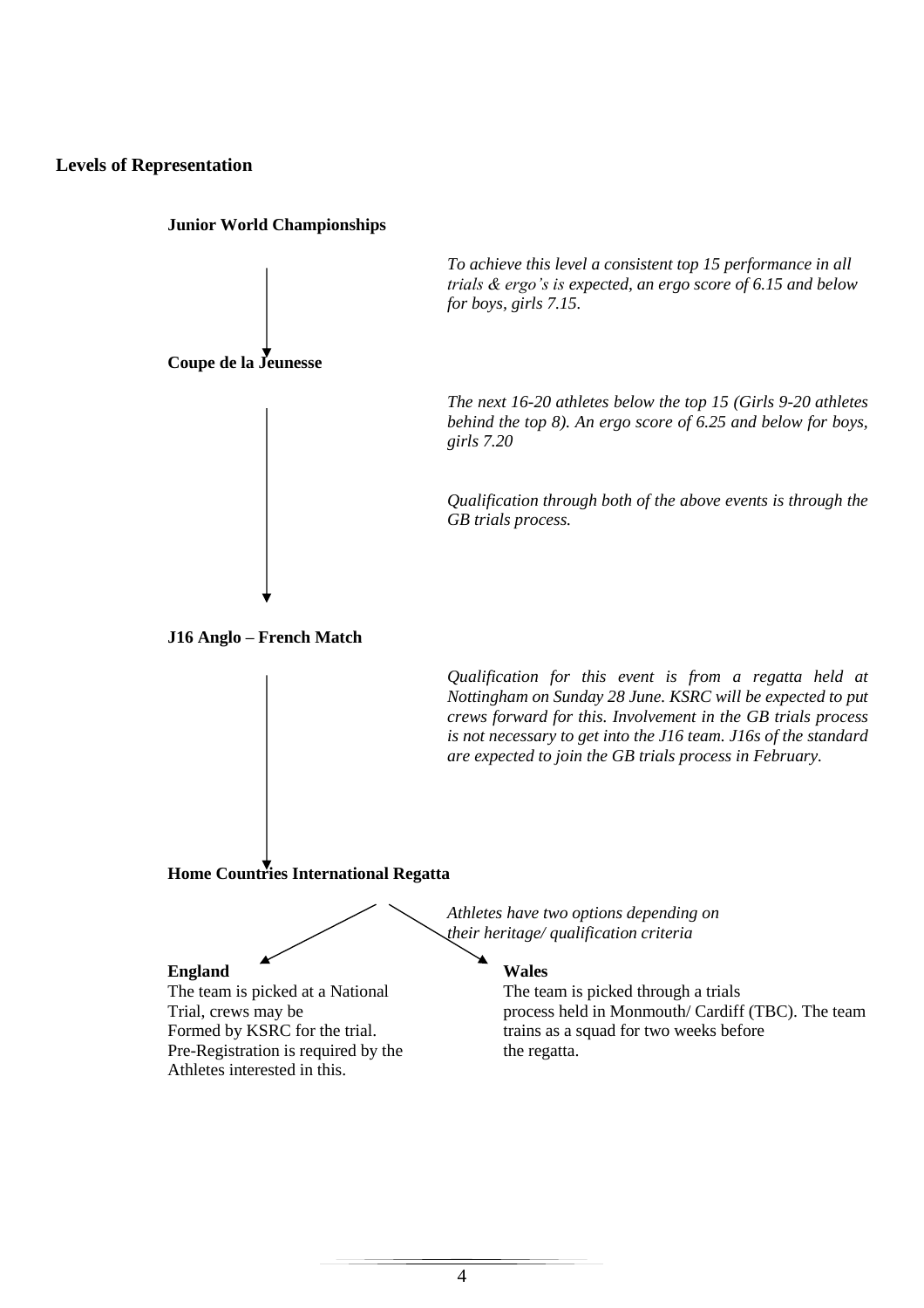## Levels of Representation

**Junior World Championships**

*To achieve this level a consistent top 15 performance in all trials & ergo's is expected, an ergo score of 6.15 and below for boys, girls 7.15.*

**Coupe de la Jeunesse**

*The next 16-20 athletes below the top 15 (Girls 9-20 athletes behind the top 8). An ergo score of 6.25 and below for boys, girls 7.20*

*Qualification through both of the above events is through the GB trials process.*

**J16 Anglo – French Match**

*Qualification for this event is from a regatta held at Nottingham on Sunday 28 June. KSRC will be expected to put crews forward for this. Involvement in the GB trials process is not necessary to get into the J16 team. J16s of the standard are expected to join the GB trials process in February.*

**Home Countries International Regatta**

*Athletes have two options depending on their heritage/ qualification criteria*

**England**

The team is picked at a National Trial, crews may be Formed by KSRC for the trial. Pre-Registration is required by the Athletes interested in this.

**Wales**

The team is picked through a trials process held in Monmouth/ Cardiff (TBC). The team trains as a squad for two weeks before the regatta.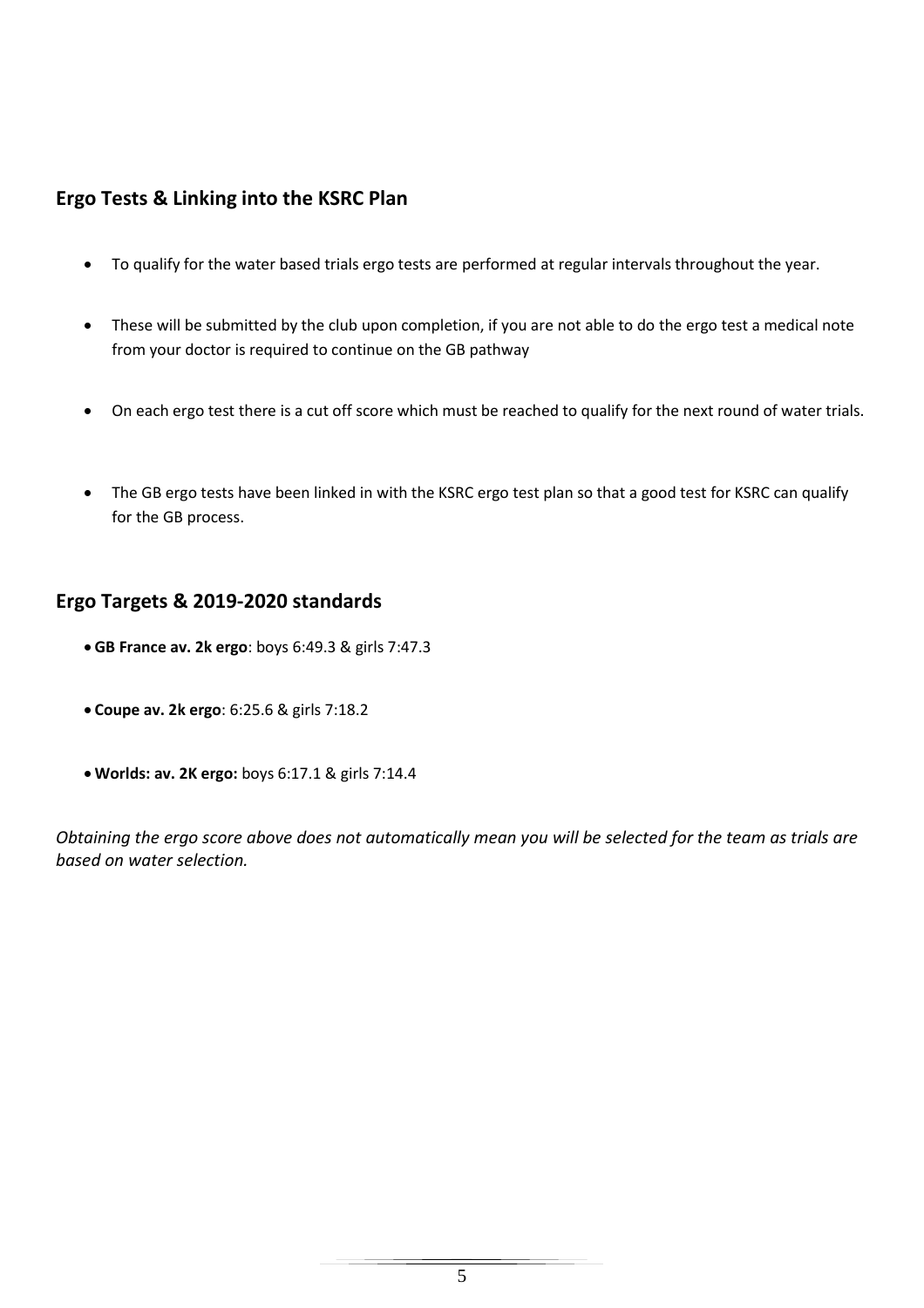## Ergo Tests & Linking into the KSRC Plan

- To qualify for the water based trials ergo tests are performed at regular intervals throughout the year.
- These will be submitted by the club upon completion, if you are not able to do the ergo test a medical note from your doctor is required to continue on the GB pathway
- On each ergo test there is a cut off score which must be reached to qualify for the next round of water trials.
- The GB ergo tests have been linked in with the KSRC ergo test plan so that a good test for KSRC can qualify for the GB process.

## Ergo Targets & 2019-2020 standards

- **GB France av. 2k ergo**: boys 6:49.3 & girls 7:47.3
- **Coupe av. 2k ergo**: 6:25.6 & girls 7:18.2
- **Worlds: av. 2K ergo:** boys 6:17.1 & girls 7:14.4

*Obtaining the ergo score above does not automatically mean you will be selected for the team as trials are based on water selection.*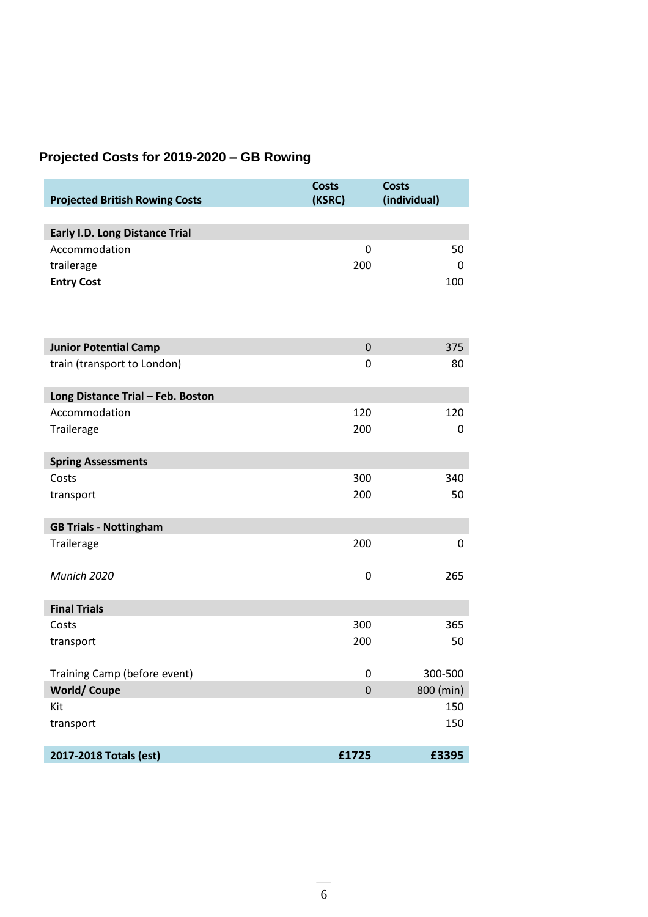## Projected Costs for 2019-2020 – GB Rowing

| Projected British Rowing Costs | Costs (KSRC) | Costs (individual) |
|---|---|---|
| **Early I.D. Long Distance Trial** | | |
| Accommodation | 0 | 50 |
| trailerage | 200 | 0 |
| **Entry Cost** | | 100 |
| **Junior Potential Camp** | 0 | 375 |
| train (transport to London) | 0 | 80 |
| **Long Distance Trial – Feb. Boston** | | |
| Accommodation | 120 | 120 |
| Trailerage | 200 | 0 |
| **Spring Assessments** | | |
| Costs | 300 | 340 |
| transport | 200 | 50 |
| **GB Trials - Nottingham** | | |
| Trailerage | 200 | 0 |
| *Munich 2020* | 0 | 265 |
| **Final Trials** | | |
| Costs | 300 | 365 |
| transport | 200 | 50 |
| Training Camp (before event) | 0 | 300-500 |
| **World/ Coupe** | 0 | 800 (min) |
| Kit | | 150 |
| transport | | 150 |
| **2017-2018 Totals (est)** | **£1725** | **£3395** |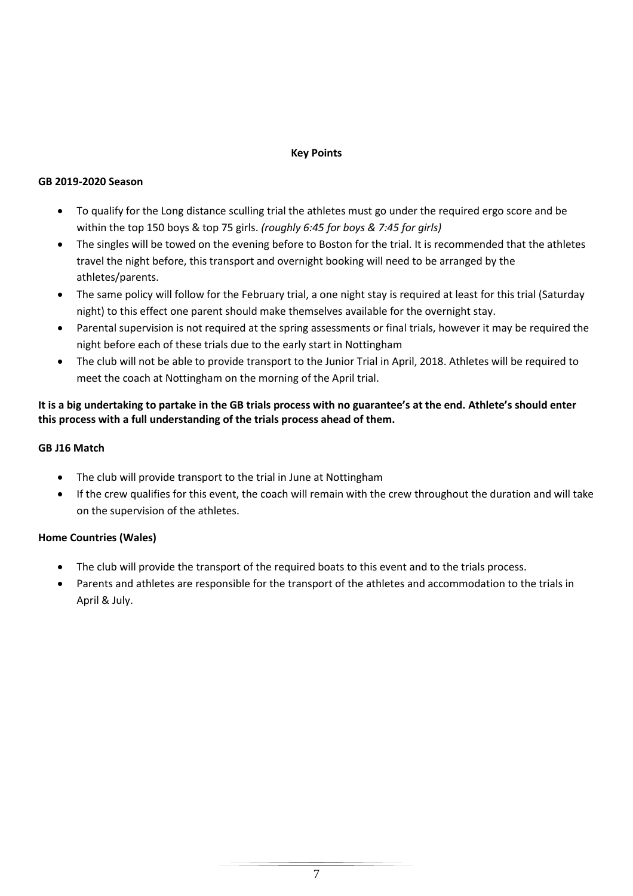## Key Points

### GB 2019-2020 Season

- To qualify for the Long distance sculling trial the athletes must go under the required ergo score and be within the top 150 boys & top 75 girls. *(roughly 6:45 for boys & 7:45 for girls)*
- The singles will be towed on the evening before to Boston for the trial. It is recommended that the athletes travel the night before, this transport and overnight booking will need to be arranged by the athletes/parents.
- The same policy will follow for the February trial, a one night stay is required at least for this trial (Saturday night) to this effect one parent should make themselves available for the overnight stay.
- Parental supervision is not required at the spring assessments or final trials, however it may be required the night before each of these trials due to the early start in Nottingham
- The club will not be able to provide transport to the Junior Trial in April, 2018. Athletes will be required to meet the coach at Nottingham on the morning of the April trial.

**It is a big undertaking to partake in the GB trials process with no guarantee's at the end. Athlete's should enter this process with a full understanding of the trials process ahead of them.**

### GB J16 Match

- The club will provide transport to the trial in June at Nottingham
- If the crew qualifies for this event, the coach will remain with the crew throughout the duration and will take on the supervision of the athletes.

### Home Countries (Wales)

- The club will provide the transport of the required boats to this event and to the trials process.
- Parents and athletes are responsible for the transport of the athletes and accommodation to the trials in April & July.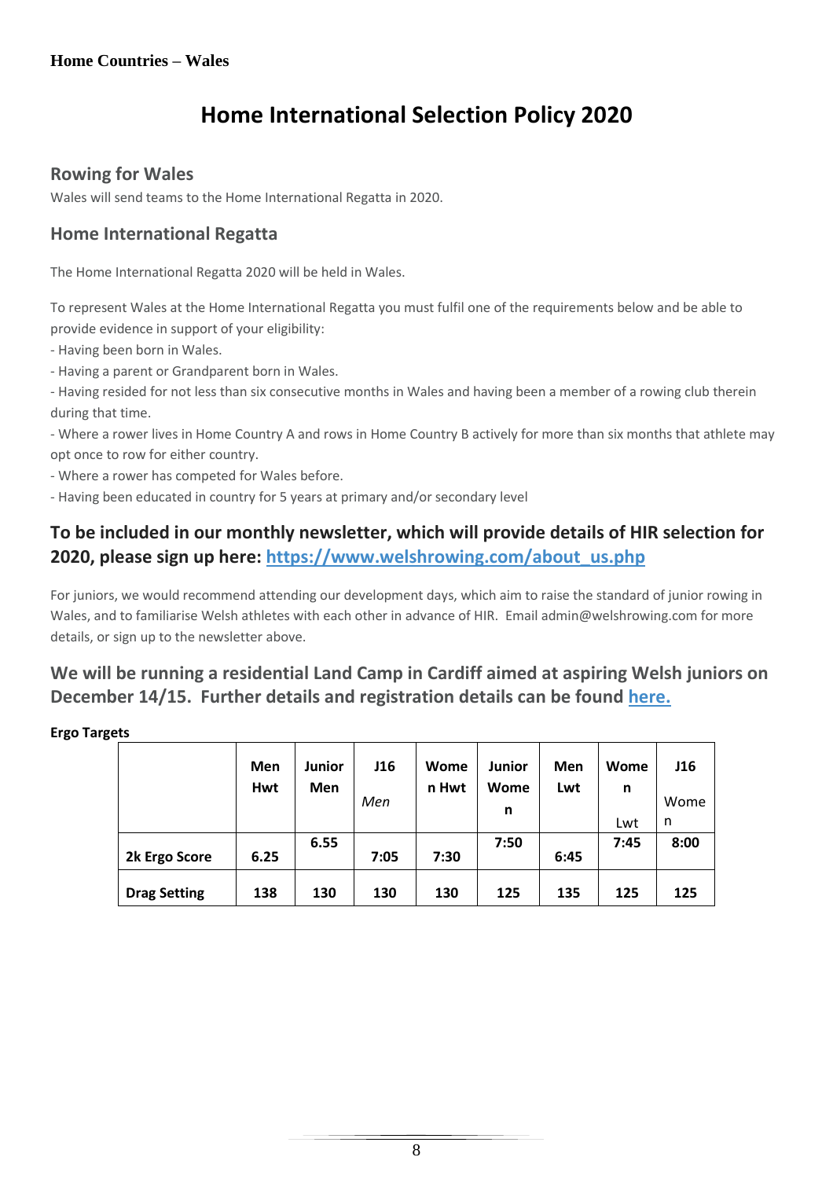**Home Countries – Wales**

# Home International Selection Policy 2020

## Rowing for Wales

Wales will send teams to the Home International Regatta in 2020.

## Home International Regatta

The Home International Regatta 2020 will be held in Wales.

To represent Wales at the Home International Regatta you must fulfil one of the requirements below and be able to provide evidence in support of your eligibility:

- Having been born in Wales.
- Having a parent or Grandparent born in Wales.
- Having resided for not less than six consecutive months in Wales and having been a member of a rowing club therein during that time.
- Where a rower lives in Home Country A and rows in Home Country B actively for more than six months that athlete may opt once to row for either country.
- Where a rower has competed for Wales before.
- Having been educated in country for 5 years at primary and/or secondary level

### To be included in our monthly newsletter, which will provide details of HIR selection for 2020, please sign up here: https://www.welshrowing.com/about_us.php

For juniors, we would recommend attending our development days, which aim to raise the standard of junior rowing in Wales, and to familiarise Welsh athletes with each other in advance of HIR. Email admin@welshrowing.com for more details, or sign up to the newsletter above.

### We will be running a residential Land Camp in Cardiff aimed at aspiring Welsh juniors on December 14/15. Further details and registration details can be found here.

**Ergo Targets**

| | Men Hwt | Junior Men | J16 *Men* | Women Hwt | Junior Women | Men Lwt | Women Lwt | J16 Women |
|---|---|---|---|---|---|---|---|---|
| **2k Ergo Score** | **6.25** | **6.55** | **7:05** | **7:30** | **7:50** | **6:45** | **7:45** | **8:00** |
| **Drag Setting** | **138** | **130** | **130** | **130** | **125** | **135** | **125** | **125** |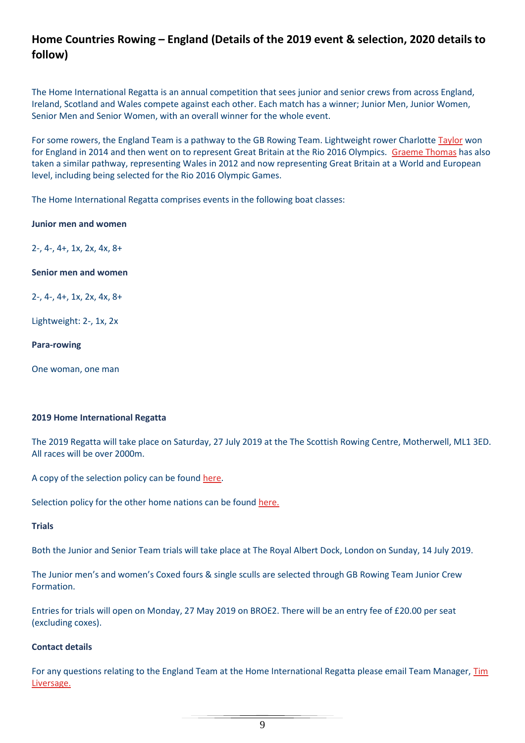## Home Countries Rowing – England (Details of the 2019 event & selection, 2020 details to follow)

The Home International Regatta is an annual competition that sees junior and senior crews from across England, Ireland, Scotland and Wales compete against each other. Each match has a winner; Junior Men, Junior Women, Senior Men and Senior Women, with an overall winner for the whole event.

For some rowers, the England Team is a pathway to the GB Rowing Team. Lightweight rower Charlotte Taylor won for England in 2014 and then went on to represent Great Britain at the Rio 2016 Olympics. Graeme Thomas has also taken a similar pathway, representing Wales in 2012 and now representing Great Britain at a World and European level, including being selected for the Rio 2016 Olympic Games.

The Home International Regatta comprises events in the following boat classes:

**Junior men and women**

2-, 4-, 4+, 1x, 2x, 4x, 8+

**Senior men and women**

2-, 4-, 4+, 1x, 2x, 4x, 8+

Lightweight: 2-, 1x, 2x

**Para-rowing**

One woman, one man

**2019 Home International Regatta**

The 2019 Regatta will take place on Saturday, 27 July 2019 at the The Scottish Rowing Centre, Motherwell, ML1 3ED. All races will be over 2000m.

A copy of the selection policy can be found here.

Selection policy for the other home nations can be found here.

**Trials**

Both the Junior and Senior Team trials will take place at The Royal Albert Dock, London on Sunday, 14 July 2019.

The Junior men's and women's Coxed fours & single sculls are selected through GB Rowing Team Junior Crew Formation.

Entries for trials will open on Monday, 27 May 2019 on BROE2. There will be an entry fee of £20.00 per seat (excluding coxes).

**Contact details**

For any questions relating to the England Team at the Home International Regatta please email Team Manager, Tim Liversage.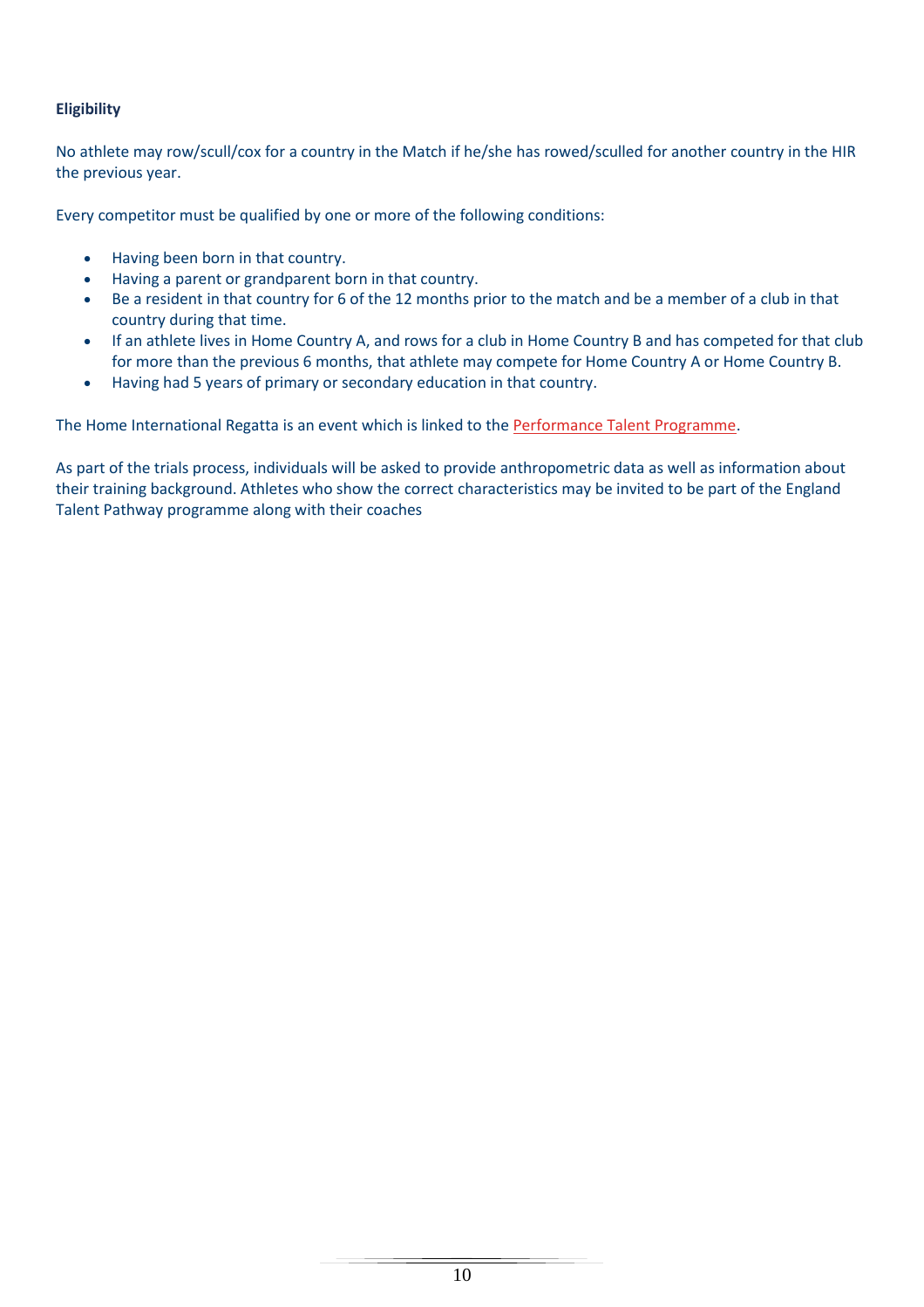**Eligibility**

No athlete may row/scull/cox for a country in the Match if he/she has rowed/sculled for another country in the HIR the previous year.

Every competitor must be qualified by one or more of the following conditions:

- Having been born in that country.
- Having a parent or grandparent born in that country.
- Be a resident in that country for 6 of the 12 months prior to the match and be a member of a club in that country during that time.
- If an athlete lives in Home Country A, and rows for a club in Home Country B and has competed for that club for more than the previous 6 months, that athlete may compete for Home Country A or Home Country B.
- Having had 5 years of primary or secondary education in that country.

The Home International Regatta is an event which is linked to the Performance Talent Programme.

As part of the trials process, individuals will be asked to provide anthropometric data as well as information about their training background. Athletes who show the correct characteristics may be invited to be part of the England Talent Pathway programme along with their coaches